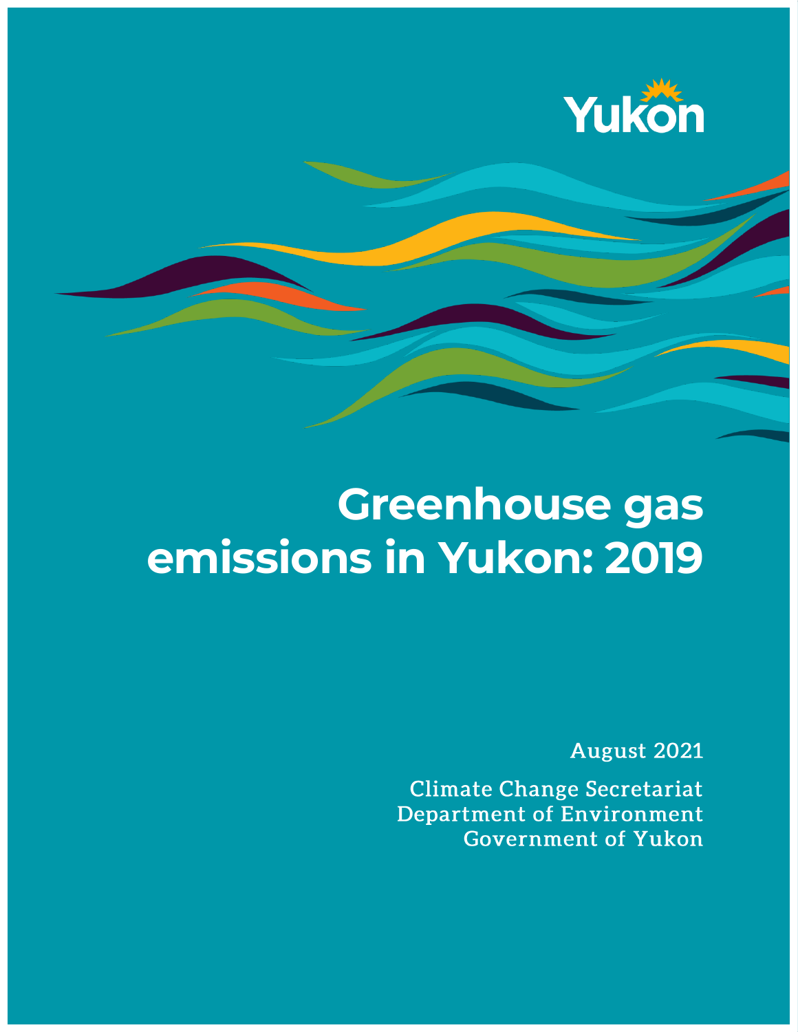Yukon

# Greenhouse gas emissions in Yukon: 2019

August 2021

Climate Change Secretariat
Department of Environment
Government of Yukon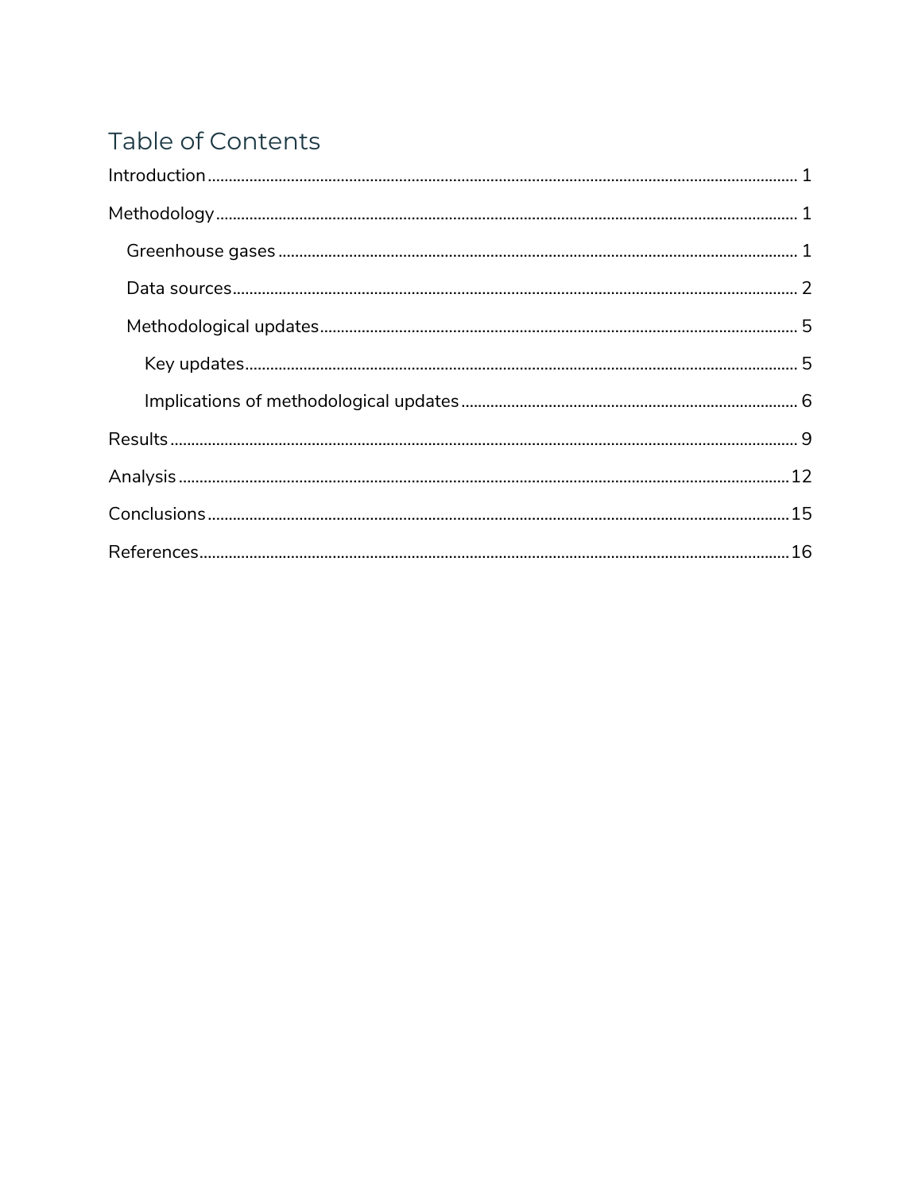# Table of Contents

- Introduction ........ 1
- Methodology ........ 1
  - Greenhouse gases ........ 1
  - Data sources ........ 2
  - Methodological updates ........ 5
    - Key updates ........ 5
    - Implications of methodological updates ........ 6
- Results ........ 9
- Analysis ........ 12
- Conclusions ........ 15
- References ........ 16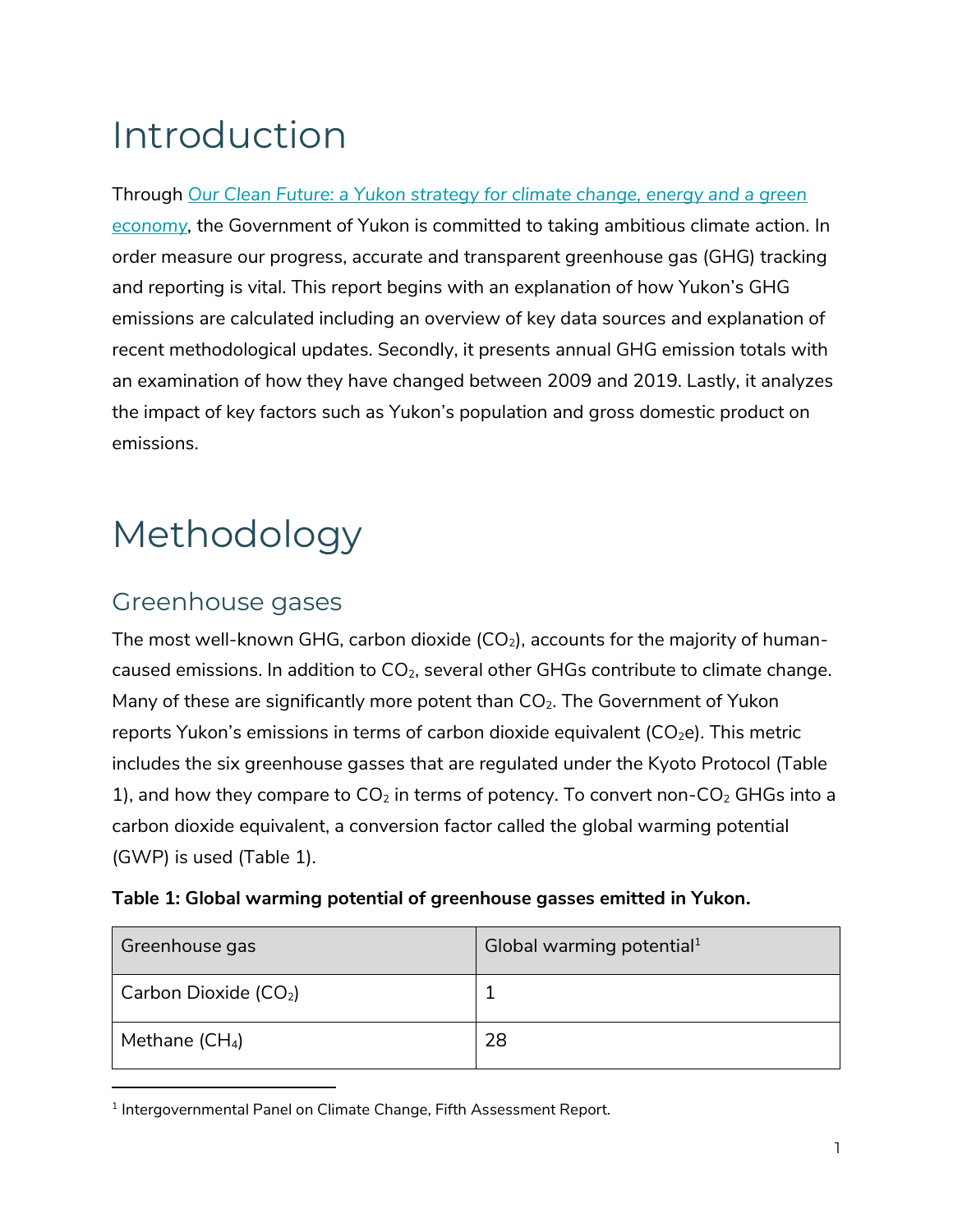# Introduction

Through [Our Clean Future: a Yukon strategy for climate change, energy and a green economy](), the Government of Yukon is committed to taking ambitious climate action. In order measure our progress, accurate and transparent greenhouse gas (GHG) tracking and reporting is vital. This report begins with an explanation of how Yukon's GHG emissions are calculated including an overview of key data sources and explanation of recent methodological updates. Secondly, it presents annual GHG emission totals with an examination of how they have changed between 2009 and 2019. Lastly, it analyzes the impact of key factors such as Yukon's population and gross domestic product on emissions.

# Methodology

## Greenhouse gases

The most well-known GHG, carbon dioxide ($CO_2$), accounts for the majority of human-caused emissions. In addition to $CO_2$, several other GHGs contribute to climate change. Many of these are significantly more potent than $CO_2$. The Government of Yukon reports Yukon's emissions in terms of carbon dioxide equivalent ($CO_2e$). This metric includes the six greenhouse gasses that are regulated under the Kyoto Protocol (Table 1), and how they compare to $CO_2$ in terms of potency. To convert non-$CO_2$ GHGs into a carbon dioxide equivalent, a conversion factor called the global warming potential (GWP) is used (Table 1).

**Table 1: Global warming potential of greenhouse gasses emitted in Yukon.**

| Greenhouse gas | Global warming potential[1] |
|---|---|
| Carbon Dioxide ($CO_2$) | 1 |
| Methane ($CH_4$) | 28 |

[1] Intergovernmental Panel on Climate Change, Fifth Assessment Report.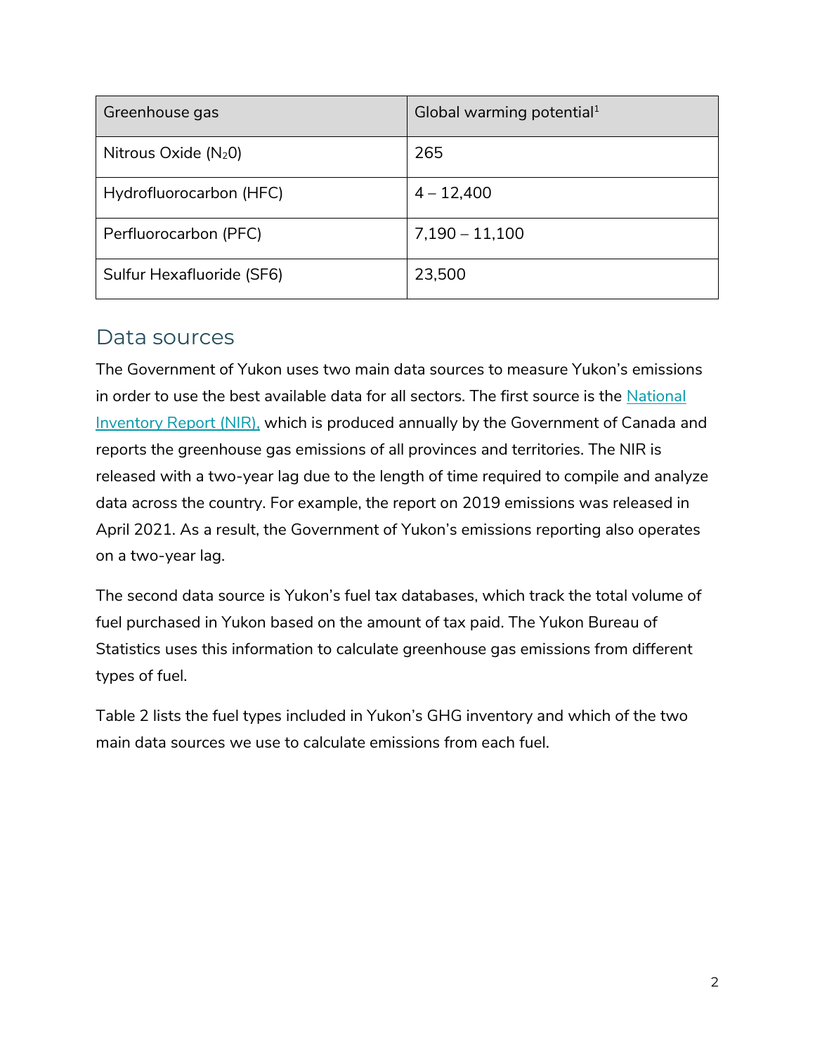| Greenhouse gas | Global warming potential[1] |
| --- | --- |
| Nitrous Oxide ($N_2O$) | 265 |
| Hydrofluorocarbon (HFC) | 4 – 12,400 |
| Perfluorocarbon (PFC) | 7,190 – 11,100 |
| Sulfur Hexafluoride ($SF_6$) | 23,500 |

## Data sources

The Government of Yukon uses two main data sources to measure Yukon's emissions in order to use the best available data for all sectors. The first source is the National Inventory Report (NIR), which is produced annually by the Government of Canada and reports the greenhouse gas emissions of all provinces and territories. The NIR is released with a two-year lag due to the length of time required to compile and analyze data across the country. For example, the report on 2019 emissions was released in April 2021. As a result, the Government of Yukon's emissions reporting also operates on a two-year lag.

The second data source is Yukon's fuel tax databases, which track the total volume of fuel purchased in Yukon based on the amount of tax paid. The Yukon Bureau of Statistics uses this information to calculate greenhouse gas emissions from different types of fuel.

Table 2 lists the fuel types included in Yukon's GHG inventory and which of the two main data sources we use to calculate emissions from each fuel.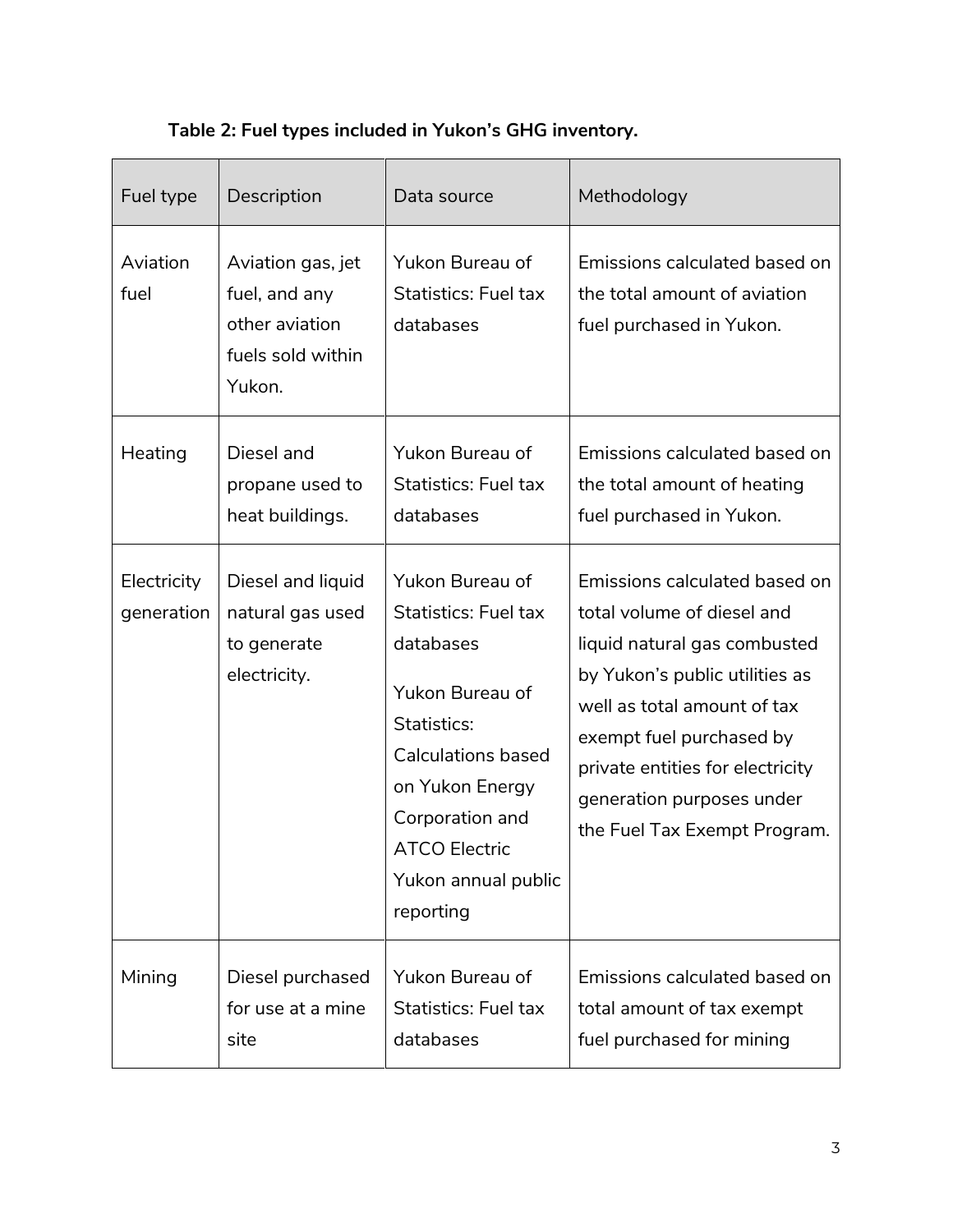**Table 2: Fuel types included in Yukon's GHG inventory.**

| Fuel type | Description | Data source | Methodology |
| --- | --- | --- | --- |
| Aviation fuel | Aviation gas, jet fuel, and any other aviation fuels sold within Yukon. | Yukon Bureau of Statistics: Fuel tax databases | Emissions calculated based on the total amount of aviation fuel purchased in Yukon. |
| Heating | Diesel and propane used to heat buildings. | Yukon Bureau of Statistics: Fuel tax databases | Emissions calculated based on the total amount of heating fuel purchased in Yukon. |
| Electricity generation | Diesel and liquid natural gas used to generate electricity. | Yukon Bureau of Statistics: Fuel tax databases<br><br>Yukon Bureau of Statistics: Calculations based on Yukon Energy Corporation and ATCO Electric Yukon annual public reporting | Emissions calculated based on total volume of diesel and liquid natural gas combusted by Yukon's public utilities as well as total amount of tax exempt fuel purchased by private entities for electricity generation purposes under the Fuel Tax Exempt Program. |
| Mining | Diesel purchased for use at a mine site | Yukon Bureau of Statistics: Fuel tax databases | Emissions calculated based on total amount of tax exempt fuel purchased for mining |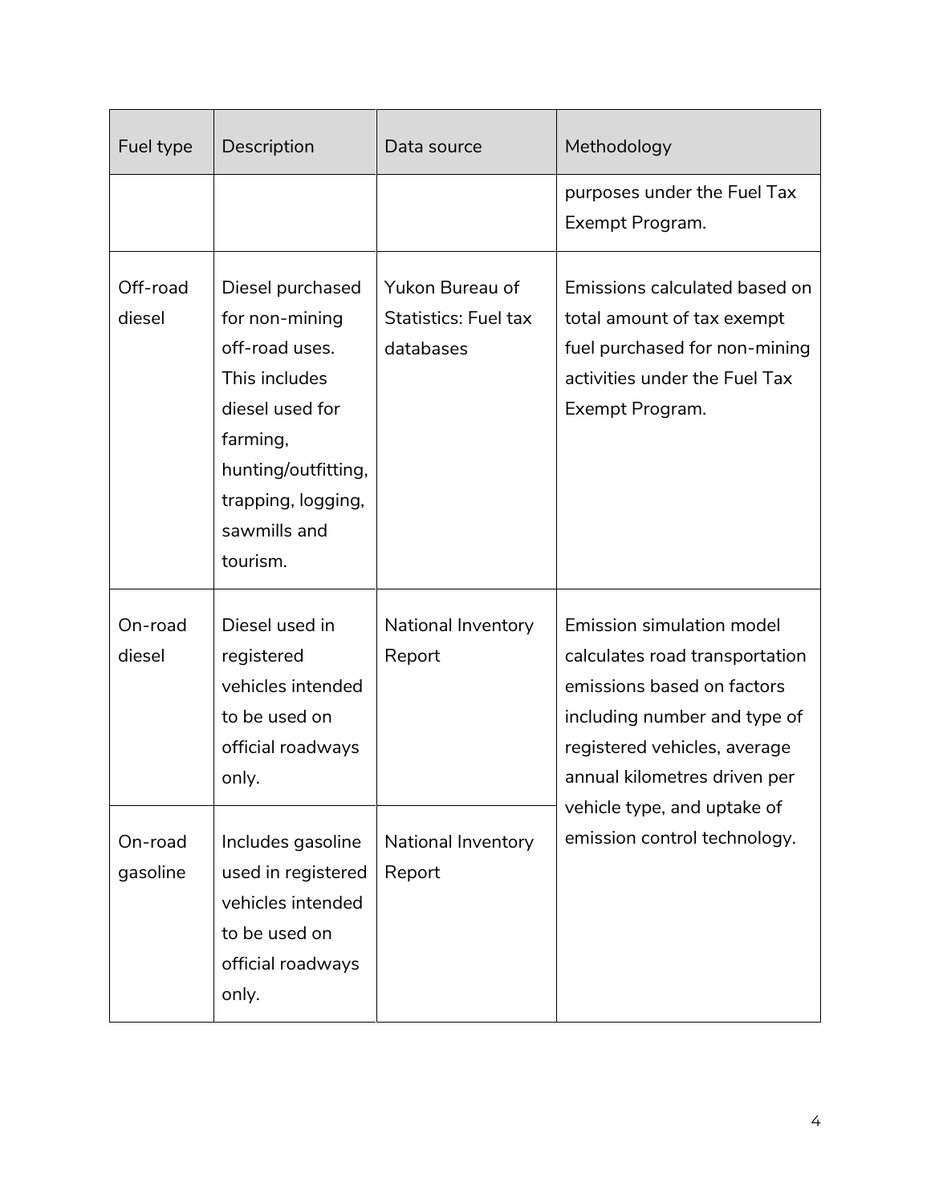| Fuel type | Description | Data source | Methodology |
|---|---|---|---|
| | | | purposes under the Fuel Tax Exempt Program. |
| Off-road diesel | Diesel purchased for non-mining off-road uses. This includes diesel used for farming, hunting/outfitting, trapping, logging, sawmills and tourism. | Yukon Bureau of Statistics: Fuel tax databases | Emissions calculated based on total amount of tax exempt fuel purchased for non-mining activities under the Fuel Tax Exempt Program. |
| On-road diesel | Diesel used in registered vehicles intended to be used on official roadways only. | National Inventory Report | Emission simulation model calculates road transportation emissions based on factors including number and type of registered vehicles, average annual kilometres driven per vehicle type, and uptake of emission control technology. |
| On-road gasoline | Includes gasoline used in registered vehicles intended to be used on official roadways only. | National Inventory Report | |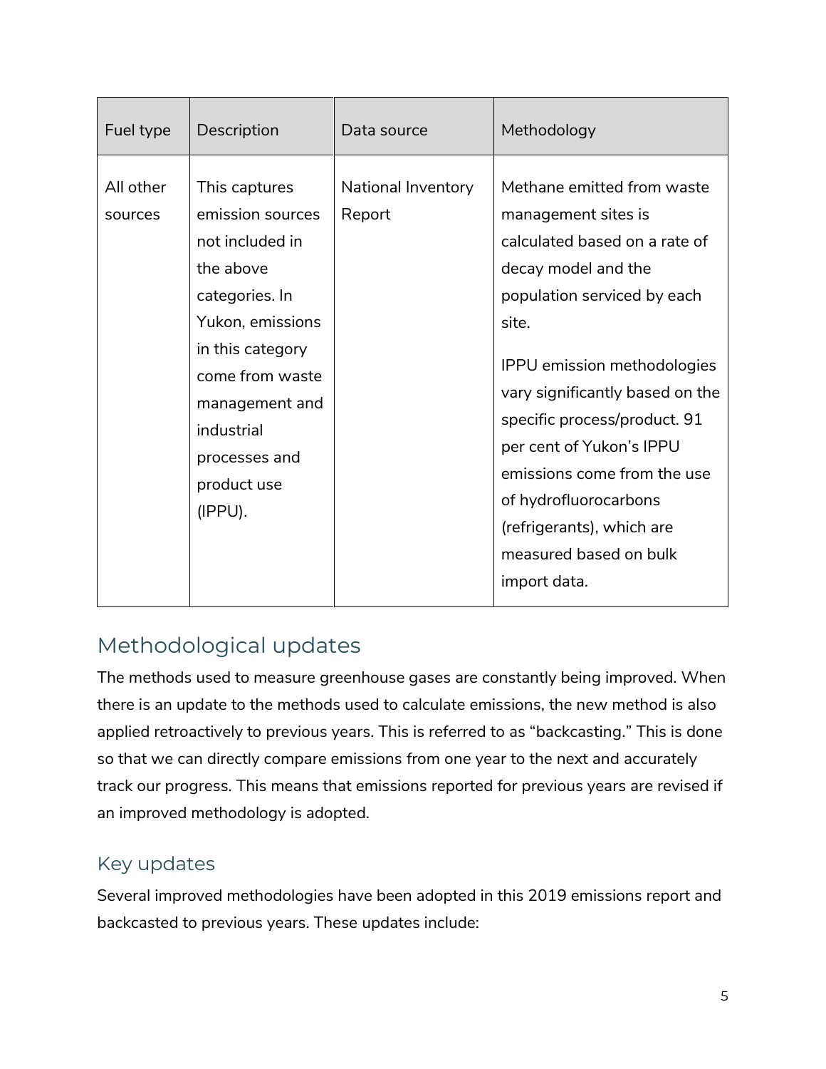| Fuel type | Description | Data source | Methodology |
| --- | --- | --- | --- |
| All other sources | This captures emission sources not included in the above categories. In Yukon, emissions in this category come from waste management and industrial processes and product use (IPPU). | National Inventory Report | Methane emitted from waste management sites is calculated based on a rate of decay model and the population serviced by each site.<br><br>IPPU emission methodologies vary significantly based on the specific process/product. 91 per cent of Yukon's IPPU emissions come from the use of hydrofluorocarbons (refrigerants), which are measured based on bulk import data. |

## Methodological updates

The methods used to measure greenhouse gases are constantly being improved. When there is an update to the methods used to calculate emissions, the new method is also applied retroactively to previous years. This is referred to as "backcasting." This is done so that we can directly compare emissions from one year to the next and accurately track our progress. This means that emissions reported for previous years are revised if an improved methodology is adopted.

### Key updates

Several improved methodologies have been adopted in this 2019 emissions report and backcasted to previous years. These updates include: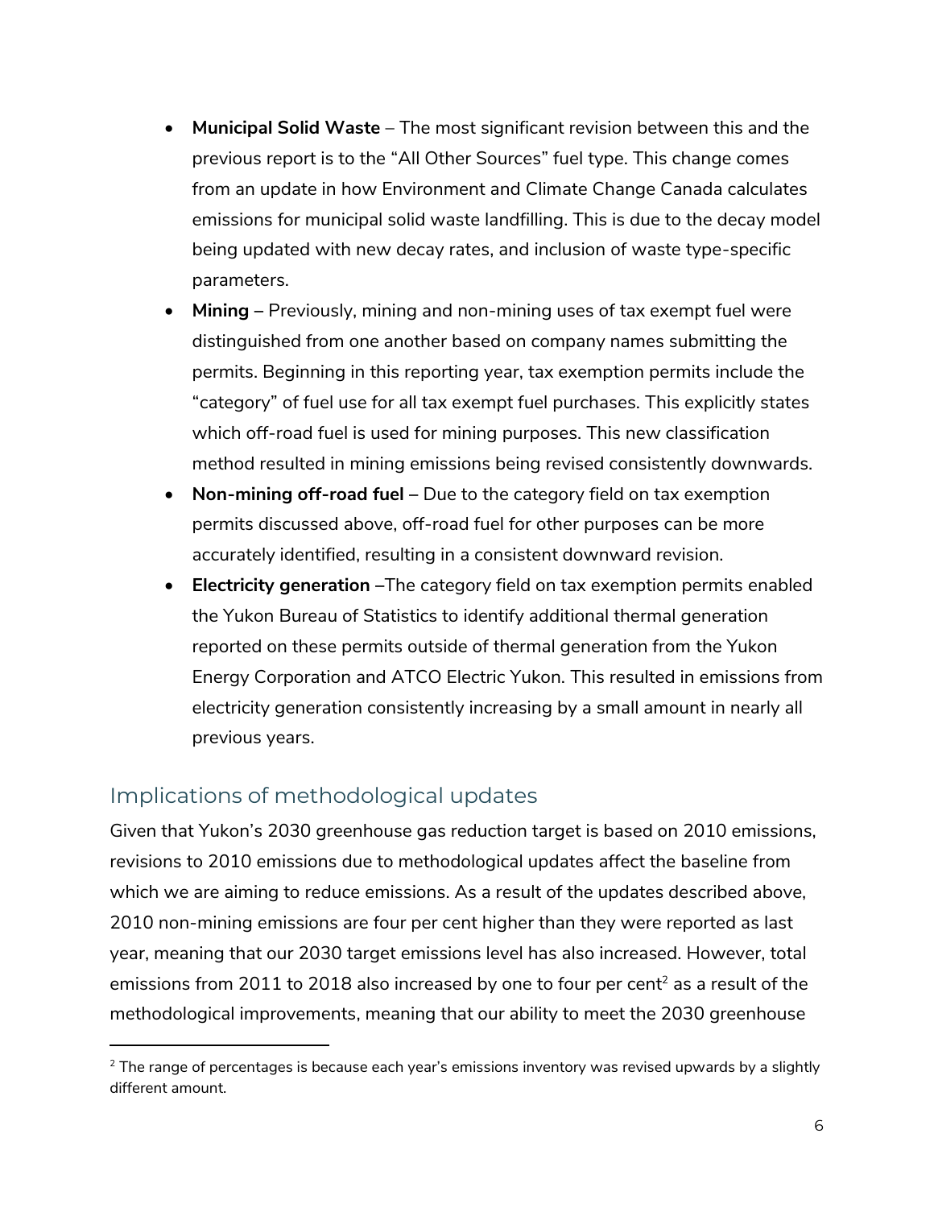- **Municipal Solid Waste** – The most significant revision between this and the previous report is to the "All Other Sources" fuel type. This change comes from an update in how Environment and Climate Change Canada calculates emissions for municipal solid waste landfilling. This is due to the decay model being updated with new decay rates, and inclusion of waste type-specific parameters.
- **Mining** – Previously, mining and non-mining uses of tax exempt fuel were distinguished from one another based on company names submitting the permits. Beginning in this reporting year, tax exemption permits include the "category" of fuel use for all tax exempt fuel purchases. This explicitly states which off-road fuel is used for mining purposes. This new classification method resulted in mining emissions being revised consistently downwards.
- **Non-mining off-road fuel** – Due to the category field on tax exemption permits discussed above, off-road fuel for other purposes can be more accurately identified, resulting in a consistent downward revision.
- **Electricity generation** –The category field on tax exemption permits enabled the Yukon Bureau of Statistics to identify additional thermal generation reported on these permits outside of thermal generation from the Yukon Energy Corporation and ATCO Electric Yukon. This resulted in emissions from electricity generation consistently increasing by a small amount in nearly all previous years.

## Implications of methodological updates

Given that Yukon's 2030 greenhouse gas reduction target is based on 2010 emissions, revisions to 2010 emissions due to methodological updates affect the baseline from which we are aiming to reduce emissions. As a result of the updates described above, 2010 non-mining emissions are four per cent higher than they were reported as last year, meaning that our 2030 target emissions level has also increased. However, total emissions from 2011 to 2018 also increased by one to four per cent[2] as a result of the methodological improvements, meaning that our ability to meet the 2030 greenhouse

[2] The range of percentages is because each year's emissions inventory was revised upwards by a slightly different amount.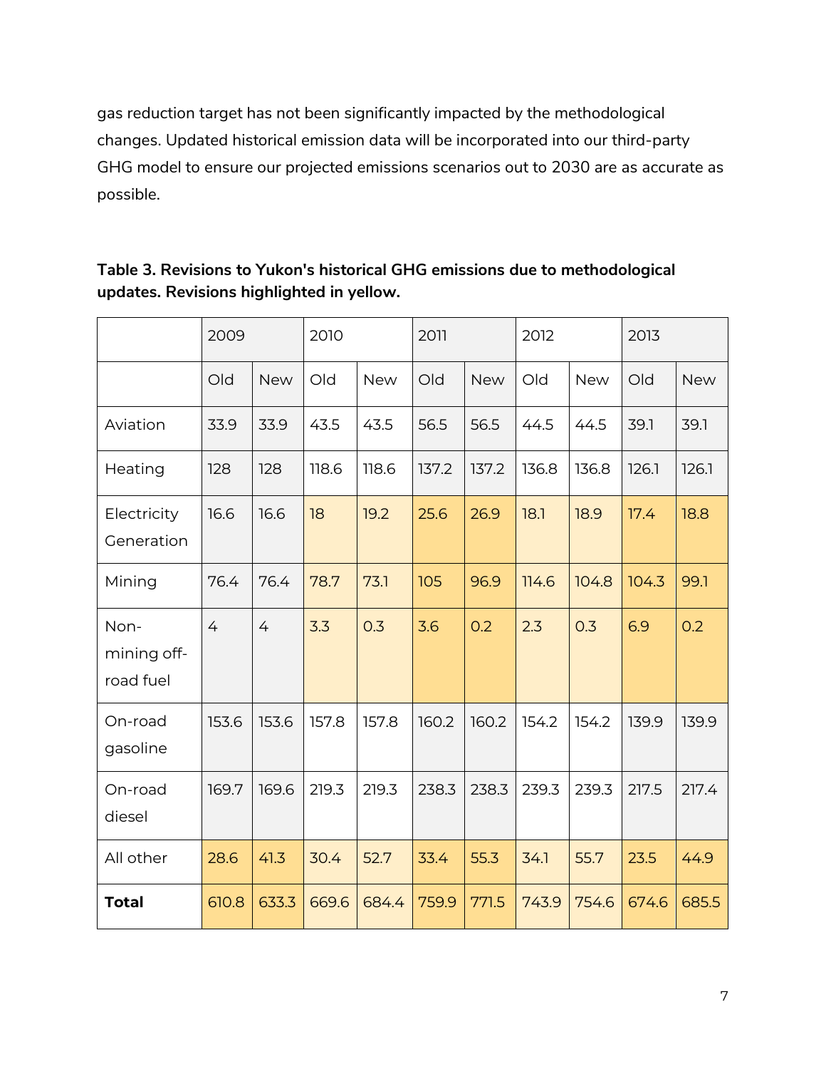gas reduction target has not been significantly impacted by the methodological changes. Updated historical emission data will be incorporated into our third-party GHG model to ensure our projected emissions scenarios out to 2030 are as accurate as possible.

**Table 3. Revisions to Yukon's historical GHG emissions due to methodological updates. Revisions highlighted in yellow.**

| | 2009 | | 2010 | | 2011 | | 2012 | | 2013 | |
|---|---|---|---|---|---|---|---|---|---|---|
| | Old | New | Old | New | Old | New | Old | New | Old | New |
| Aviation | 33.9 | 33.9 | 43.5 | 43.5 | 56.5 | 56.5 | 44.5 | 44.5 | 39.1 | 39.1 |
| Heating | 128 | 128 | 118.6 | 118.6 | 137.2 | 137.2 | 136.8 | 136.8 | 126.1 | 126.1 |
| Electricity Generation | 16.6 | 16.6 | 18 | 19.2 | 25.6 | 26.9 | 18.1 | 18.9 | 17.4 | 18.8 |
| Mining | 76.4 | 76.4 | 78.7 | 73.1 | 105 | 96.9 | 114.6 | 104.8 | 104.3 | 99.1 |
| Non-mining off-road fuel | 4 | 4 | 3.3 | 0.3 | 3.6 | 0.2 | 2.3 | 0.3 | 6.9 | 0.2 |
| On-road gasoline | 153.6 | 153.6 | 157.8 | 157.8 | 160.2 | 160.2 | 154.2 | 154.2 | 139.9 | 139.9 |
| On-road diesel | 169.7 | 169.6 | 219.3 | 219.3 | 238.3 | 238.3 | 239.3 | 239.3 | 217.5 | 217.4 |
| All other | 28.6 | 41.3 | 30.4 | 52.7 | 33.4 | 55.3 | 34.1 | 55.7 | 23.5 | 44.9 |
| **Total** | 610.8 | 633.3 | 669.6 | 684.4 | 759.9 | 771.5 | 743.9 | 754.6 | 674.6 | 685.5 |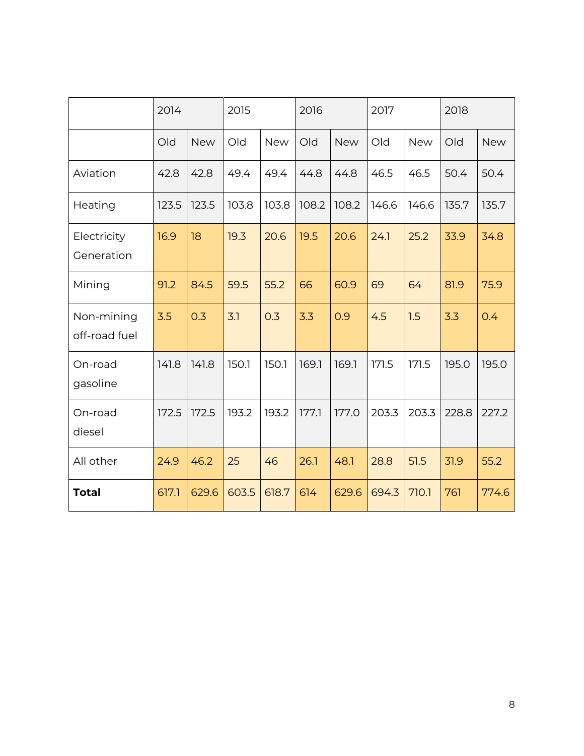| | 2014 | | 2015 | | 2016 | | 2017 | | 2018 | |
|---|---|---|---|---|---|---|---|---|---|---|
| | Old | New | Old | New | Old | New | Old | New | Old | New |
| Aviation | 42.8 | 42.8 | 49.4 | 49.4 | 44.8 | 44.8 | 46.5 | 46.5 | 50.4 | 50.4 |
| Heating | 123.5 | 123.5 | 103.8 | 103.8 | 108.2 | 108.2 | 146.6 | 146.6 | 135.7 | 135.7 |
| Electricity Generation | 16.9 | 18 | 19.3 | 20.6 | 19.5 | 20.6 | 24.1 | 25.2 | 33.9 | 34.8 |
| Mining | 91.2 | 84.5 | 59.5 | 55.2 | 66 | 60.9 | 69 | 64 | 81.9 | 75.9 |
| Non-mining off-road fuel | 3.5 | 0.3 | 3.1 | 0.3 | 3.3 | 0.9 | 4.5 | 1.5 | 3.3 | 0.4 |
| On-road gasoline | 141.8 | 141.8 | 150.1 | 150.1 | 169.1 | 169.1 | 171.5 | 171.5 | 195.0 | 195.0 |
| On-road diesel | 172.5 | 172.5 | 193.2 | 193.2 | 177.1 | 177.0 | 203.3 | 203.3 | 228.8 | 227.2 |
| All other | 24.9 | 46.2 | 25 | 46 | 26.1 | 48.1 | 28.8 | 51.5 | 31.9 | 55.2 |
| **Total** | 617.1 | 629.6 | 603.5 | 618.7 | 614 | 629.6 | 694.3 | 710.1 | 761 | 774.6 |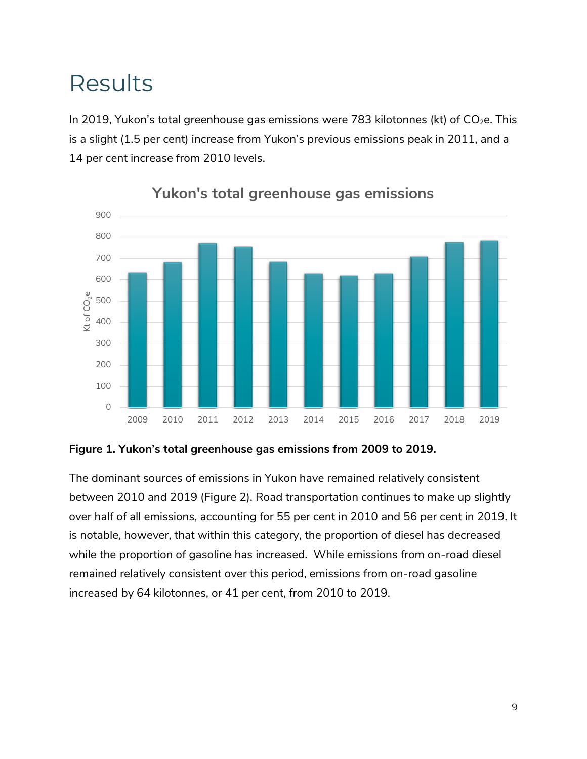# Results

In 2019, Yukon's total greenhouse gas emissions were 783 kilotonnes (kt) of $CO_2$e. This is a slight (1.5 per cent) increase from Yukon's previous emissions peak in 2011, and a 14 per cent increase from 2010 levels.

**Figure 1. Yukon's total greenhouse gas emissions from 2009 to 2019.**

The dominant sources of emissions in Yukon have remained relatively consistent between 2010 and 2019 (Figure 2). Road transportation continues to make up slightly over half of all emissions, accounting for 55 per cent in 2010 and 56 per cent in 2019. It is notable, however, that within this category, the proportion of diesel has decreased while the proportion of gasoline has increased. While emissions from on-road diesel remained relatively consistent over this period, emissions from on-road gasoline increased by 64 kilotonnes, or 41 per cent, from 2010 to 2019.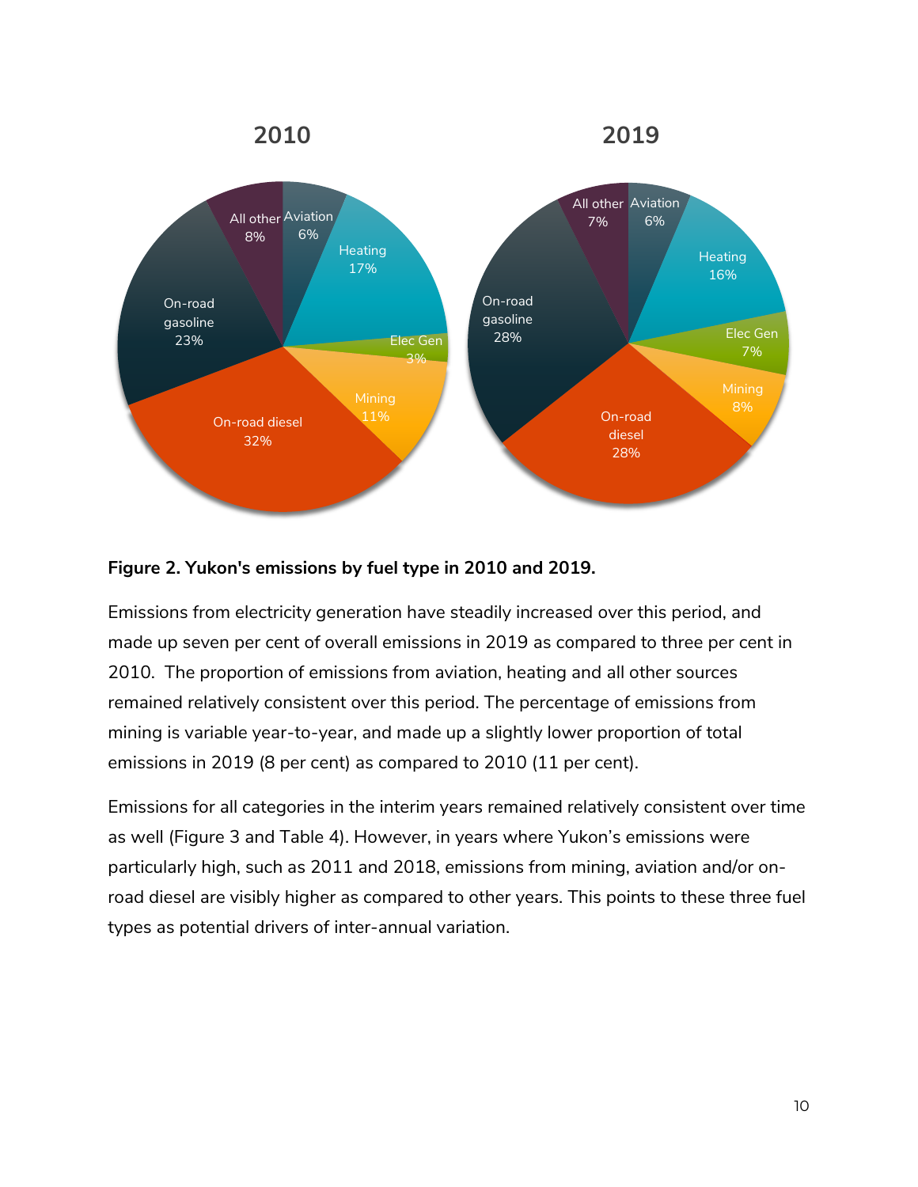**Figure 2. Yukon's emissions by fuel type in 2010 and 2019.**

Emissions from electricity generation have steadily increased over this period, and made up seven per cent of overall emissions in 2019 as compared to three per cent in 2010. The proportion of emissions from aviation, heating and all other sources remained relatively consistent over this period. The percentage of emissions from mining is variable year-to-year, and made up a slightly lower proportion of total emissions in 2019 (8 per cent) as compared to 2010 (11 per cent).

Emissions for all categories in the interim years remained relatively consistent over time as well (Figure 3 and Table 4). However, in years where Yukon's emissions were particularly high, such as 2011 and 2018, emissions from mining, aviation and/or on-road diesel are visibly higher as compared to other years. This points to these three fuel types as potential drivers of inter-annual variation.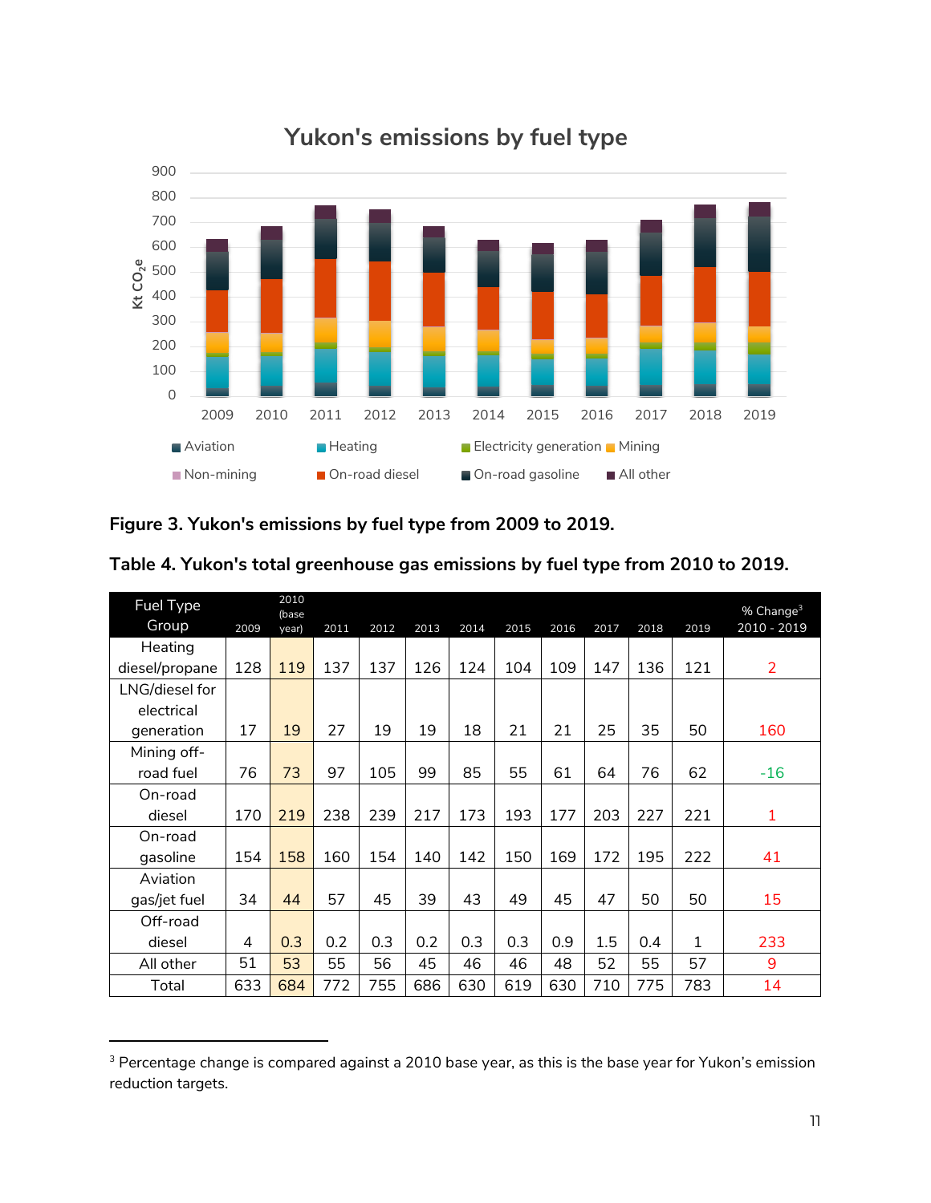## Yukon's emissions by fuel type

Figure 3. Yukon's emissions by fuel type from 2009 to 2019.

**Table 4. Yukon's total greenhouse gas emissions by fuel type from 2010 to 2019.**

| Fuel Type Group | 2009 | 2010 (base year) | 2011 | 2012 | 2013 | 2014 | 2015 | 2016 | 2017 | 2018 | 2019 | % Change[3] 2010 - 2019 |
|---|---|---|---|---|---|---|---|---|---|---|---|---|
| Heating diesel/propane | 128 | 119 | 137 | 137 | 126 | 124 | 104 | 109 | 147 | 136 | 121 | 2 |
| LNG/diesel for electrical generation | 17 | 19 | 27 | 19 | 19 | 18 | 21 | 21 | 25 | 35 | 50 | 160 |
| Mining off-road fuel | 76 | 73 | 97 | 105 | 99 | 85 | 55 | 61 | 64 | 76 | 62 | -16 |
| On-road diesel | 170 | 219 | 238 | 239 | 217 | 173 | 193 | 177 | 203 | 227 | 221 | 1 |
| On-road gasoline | 154 | 158 | 160 | 154 | 140 | 142 | 150 | 169 | 172 | 195 | 222 | 41 |
| Aviation gas/jet fuel | 34 | 44 | 57 | 45 | 39 | 43 | 49 | 45 | 47 | 50 | 50 | 15 |
| Off-road diesel | 4 | 0.3 | 0.2 | 0.3 | 0.2 | 0.3 | 0.3 | 0.9 | 1.5 | 0.4 | 1 | 233 |
| All other | 51 | 53 | 55 | 56 | 45 | 46 | 46 | 48 | 52 | 55 | 57 | 9 |
| Total | 633 | 684 | 772 | 755 | 686 | 630 | 619 | 630 | 710 | 775 | 783 | 14 |

[3] Percentage change is compared against a 2010 base year, as this is the base year for Yukon's emission reduction targets.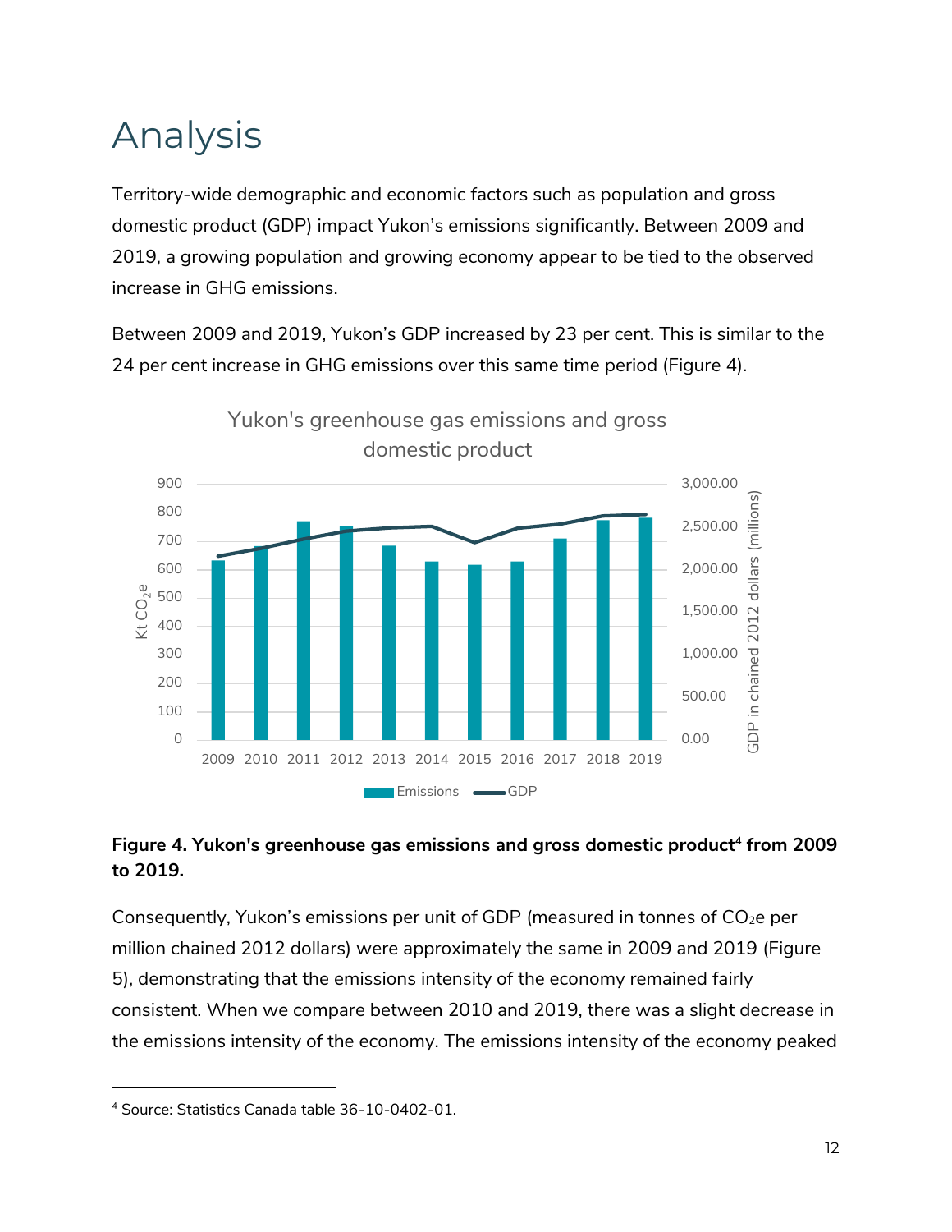# Analysis

Territory-wide demographic and economic factors such as population and gross domestic product (GDP) impact Yukon's emissions significantly. Between 2009 and 2019, a growing population and growing economy appear to be tied to the observed increase in GHG emissions.

Between 2009 and 2019, Yukon's GDP increased by 23 per cent. This is similar to the 24 per cent increase in GHG emissions over this same time period (Figure 4).

**Figure 4. Yukon's greenhouse gas emissions and gross domestic product[4] from 2009 to 2019.**

Consequently, Yukon's emissions per unit of GDP (measured in tonnes of $CO_2$e per million chained 2012 dollars) were approximately the same in 2009 and 2019 (Figure 5), demonstrating that the emissions intensity of the economy remained fairly consistent. When we compare between 2010 and 2019, there was a slight decrease in the emissions intensity of the economy. The emissions intensity of the economy peaked

[4] Source: Statistics Canada table 36-10-0402-01.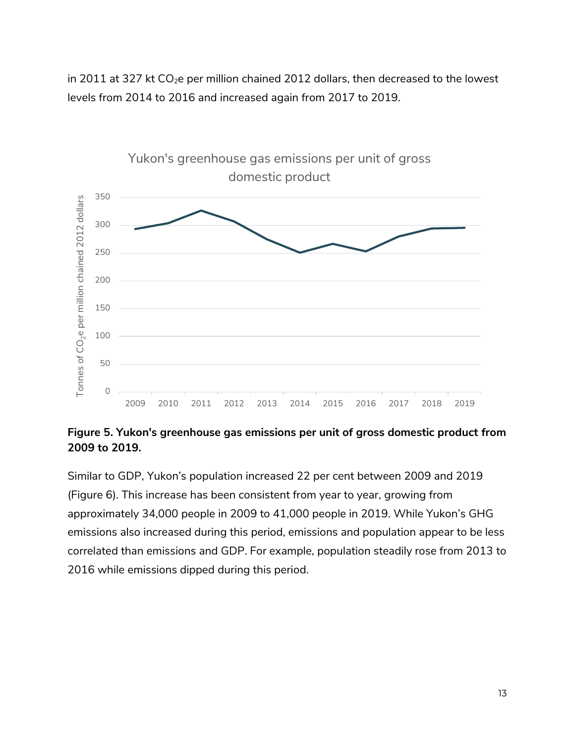in 2011 at 327 kt $CO_2$e per million chained 2012 dollars, then decreased to the lowest levels from 2014 to 2016 and increased again from 2017 to 2019.

**Figure 5. Yukon's greenhouse gas emissions per unit of gross domestic product from 2009 to 2019.**

Similar to GDP, Yukon's population increased 22 per cent between 2009 and 2019 (Figure 6). This increase has been consistent from year to year, growing from approximately 34,000 people in 2009 to 41,000 people in 2019. While Yukon's GHG emissions also increased during this period, emissions and population appear to be less correlated than emissions and GDP. For example, population steadily rose from 2013 to 2016 while emissions dipped during this period.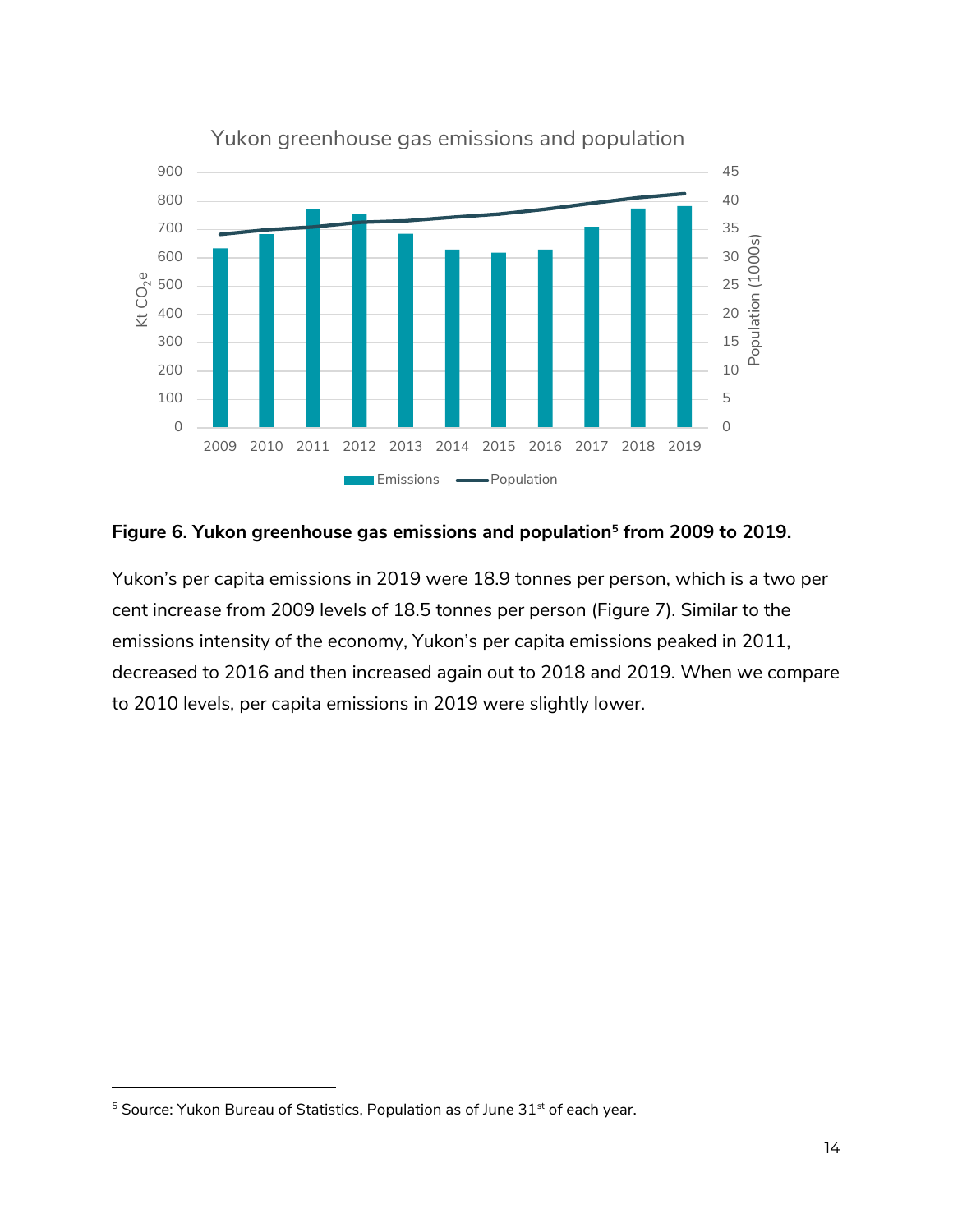**Figure 6. Yukon greenhouse gas emissions and population[5] from 2009 to 2019.**

Yukon's per capita emissions in 2019 were 18.9 tonnes per person, which is a two per cent increase from 2009 levels of 18.5 tonnes per person (Figure 7). Similar to the emissions intensity of the economy, Yukon's per capita emissions peaked in 2011, decreased to 2016 and then increased again out to 2018 and 2019. When we compare to 2010 levels, per capita emissions in 2019 were slightly lower.

[5] Source: Yukon Bureau of Statistics, Population as of June 31st of each year.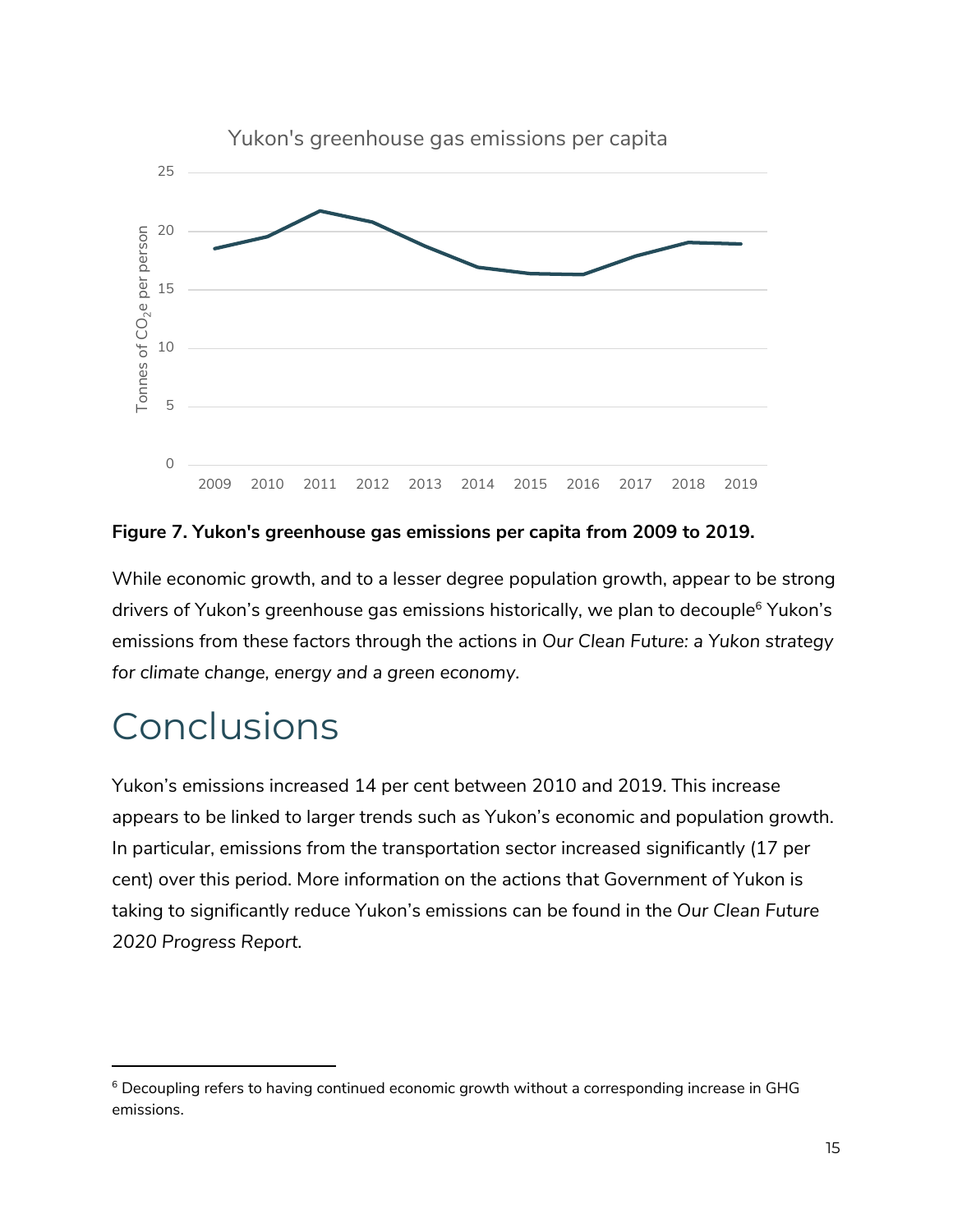**Figure 7. Yukon's greenhouse gas emissions per capita from 2009 to 2019.**

While economic growth, and to a lesser degree population growth, appear to be strong drivers of Yukon's greenhouse gas emissions historically, we plan to decouple[6] Yukon's emissions from these factors through the actions in *Our Clean Future: a Yukon strategy for climate change, energy and a green economy*.

# Conclusions

Yukon's emissions increased 14 per cent between 2010 and 2019. This increase appears to be linked to larger trends such as Yukon's economic and population growth. In particular, emissions from the transportation sector increased significantly (17 per cent) over this period. More information on the actions that Government of Yukon is taking to significantly reduce Yukon's emissions can be found in the *Our Clean Future 2020 Progress Report*.

---

[6] Decoupling refers to having continued economic growth without a corresponding increase in GHG emissions.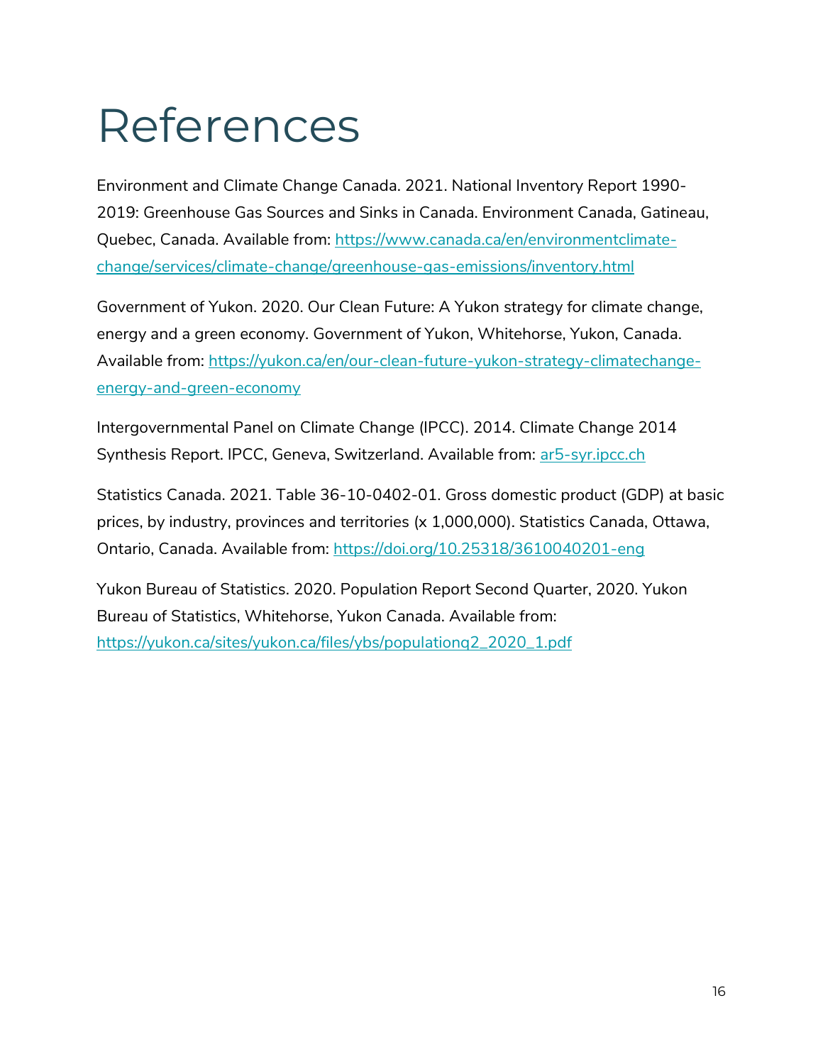# References

Environment and Climate Change Canada. 2021. National Inventory Report 1990-2019: Greenhouse Gas Sources and Sinks in Canada. Environment Canada, Gatineau, Quebec, Canada. Available from: [https://www.canada.ca/en/environmentclimate-change/services/climate-change/greenhouse-gas-emissions/inventory.html](https://www.canada.ca/en/environmentclimate-change/services/climate-change/greenhouse-gas-emissions/inventory.html)

Government of Yukon. 2020. Our Clean Future: A Yukon strategy for climate change, energy and a green economy. Government of Yukon, Whitehorse, Yukon, Canada. Available from: [https://yukon.ca/en/our-clean-future-yukon-strategy-climatechange-energy-and-green-economy](https://yukon.ca/en/our-clean-future-yukon-strategy-climatechange-energy-and-green-economy)

Intergovernmental Panel on Climate Change (IPCC). 2014. Climate Change 2014 Synthesis Report. IPCC, Geneva, Switzerland. Available from: [ar5-syr.ipcc.ch](ar5-syr.ipcc.ch)

Statistics Canada. 2021. Table 36-10-0402-01. Gross domestic product (GDP) at basic prices, by industry, provinces and territories (x 1,000,000). Statistics Canada, Ottawa, Ontario, Canada. Available from: [https://doi.org/10.25318/3610040201-eng](https://doi.org/10.25318/3610040201-eng)

Yukon Bureau of Statistics. 2020. Population Report Second Quarter, 2020. Yukon Bureau of Statistics, Whitehorse, Yukon Canada. Available from: [https://yukon.ca/sites/yukon.ca/files/ybs/populationq2_2020_1.pdf](https://yukon.ca/sites/yukon.ca/files/ybs/populationq2_2020_1.pdf)